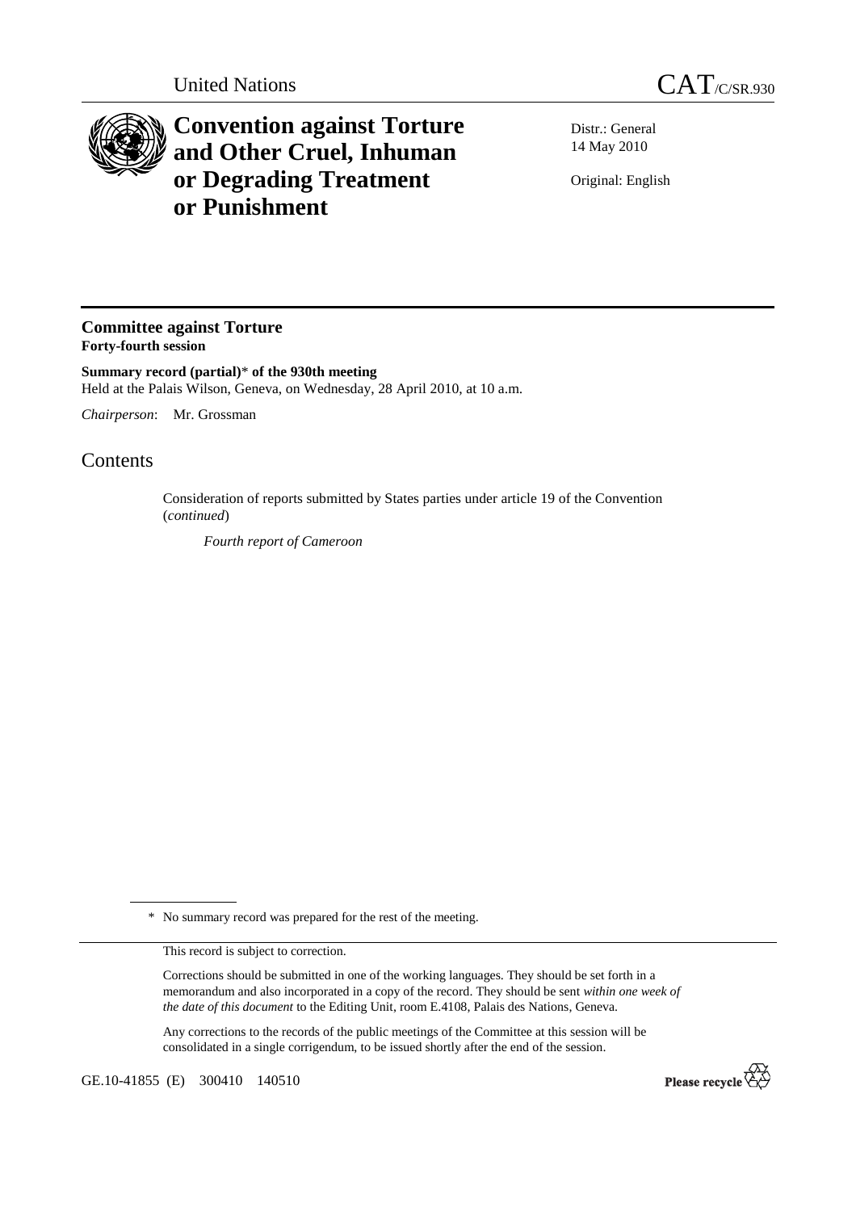United Nations

# CAT/C/SR.930

# Convention against Torture and Other Cruel, Inhuman or Degrading Treatment or Punishment

Distr.: General
14 May 2010

Original: English

## Committee against Torture
**Forty-fourth session**

**Summary record (partial)\* of the 930th meeting**
Held at the Palais Wilson, Geneva, on Wednesday, 28 April 2010, at 10 a.m.

*Chairperson*: Mr. Grossman

## Contents

Consideration of reports submitted by States parties under article 19 of the Convention (*continued*)

*Fourth report of Cameroon*

---

\* No summary record was prepared for the rest of the meeting.

This record is subject to correction.

Corrections should be submitted in one of the working languages. They should be set forth in a memorandum and also incorporated in a copy of the record. They should be sent *within one week of the date of this document* to the Editing Unit, room E.4108, Palais des Nations, Geneva.

Any corrections to the records of the public meetings of the Committee at this session will be consolidated in a single corrigendum, to be issued shortly after the end of the session.

GE.10-41855 (E) 300410 140510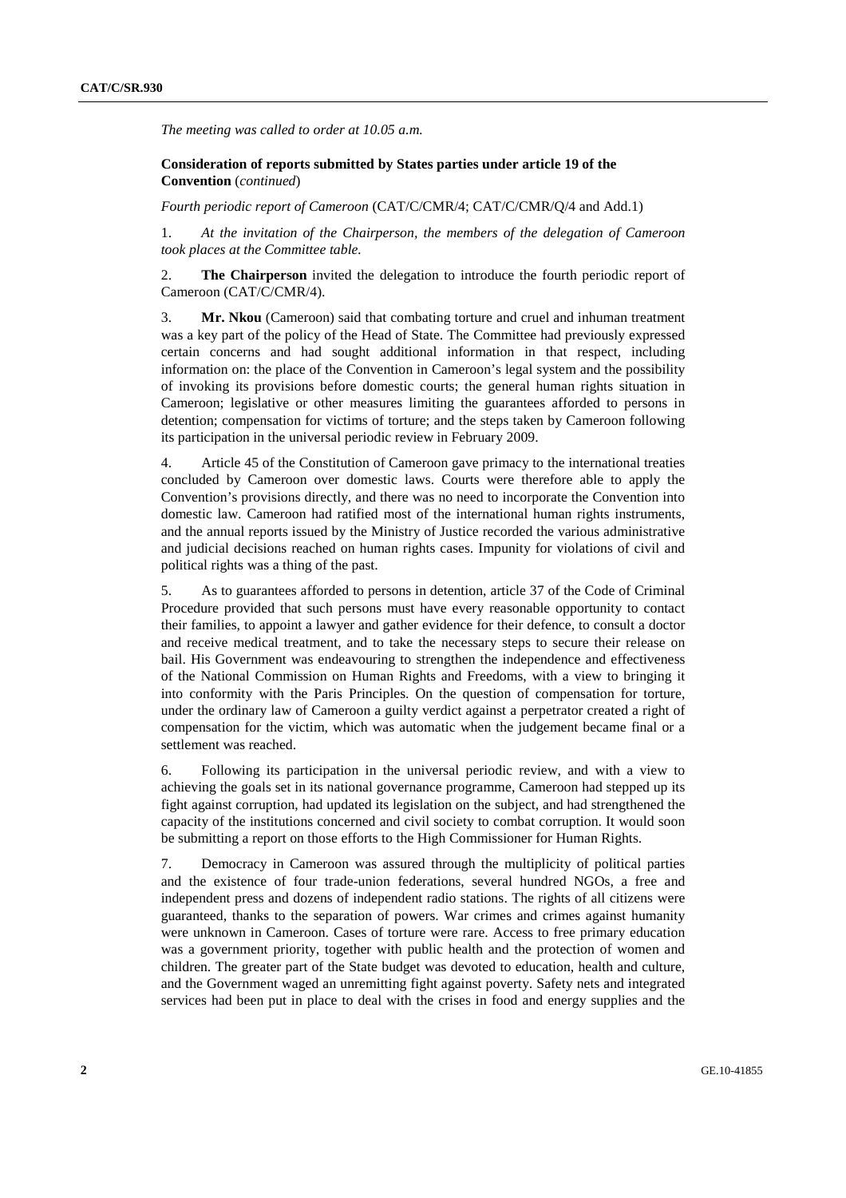*The meeting was called to order at 10.05 a.m.*

**Consideration of reports submitted by States parties under article 19 of the Convention** (*continued*)

*Fourth periodic report of Cameroon* (CAT/C/CMR/4; CAT/C/CMR/Q/4 and Add.1)

1. *At the invitation of the Chairperson, the members of the delegation of Cameroon took places at the Committee table.*

2. **The Chairperson** invited the delegation to introduce the fourth periodic report of Cameroon (CAT/C/CMR/4).

3. **Mr. Nkou** (Cameroon) said that combating torture and cruel and inhuman treatment was a key part of the policy of the Head of State. The Committee had previously expressed certain concerns and had sought additional information in that respect, including information on: the place of the Convention in Cameroon's legal system and the possibility of invoking its provisions before domestic courts; the general human rights situation in Cameroon; legislative or other measures limiting the guarantees afforded to persons in detention; compensation for victims of torture; and the steps taken by Cameroon following its participation in the universal periodic review in February 2009.

4. Article 45 of the Constitution of Cameroon gave primacy to the international treaties concluded by Cameroon over domestic laws. Courts were therefore able to apply the Convention's provisions directly, and there was no need to incorporate the Convention into domestic law. Cameroon had ratified most of the international human rights instruments, and the annual reports issued by the Ministry of Justice recorded the various administrative and judicial decisions reached on human rights cases. Impunity for violations of civil and political rights was a thing of the past.

5. As to guarantees afforded to persons in detention, article 37 of the Code of Criminal Procedure provided that such persons must have every reasonable opportunity to contact their families, to appoint a lawyer and gather evidence for their defence, to consult a doctor and receive medical treatment, and to take the necessary steps to secure their release on bail. His Government was endeavouring to strengthen the independence and effectiveness of the National Commission on Human Rights and Freedoms, with a view to bringing it into conformity with the Paris Principles. On the question of compensation for torture, under the ordinary law of Cameroon a guilty verdict against a perpetrator created a right of compensation for the victim, which was automatic when the judgement became final or a settlement was reached.

6. Following its participation in the universal periodic review, and with a view to achieving the goals set in its national governance programme, Cameroon had stepped up its fight against corruption, had updated its legislation on the subject, and had strengthened the capacity of the institutions concerned and civil society to combat corruption. It would soon be submitting a report on those efforts to the High Commissioner for Human Rights.

7. Democracy in Cameroon was assured through the multiplicity of political parties and the existence of four trade-union federations, several hundred NGOs, a free and independent press and dozens of independent radio stations. The rights of all citizens were guaranteed, thanks to the separation of powers. War crimes and crimes against humanity were unknown in Cameroon. Cases of torture were rare. Access to free primary education was a government priority, together with public health and the protection of women and children. The greater part of the State budget was devoted to education, health and culture, and the Government waged an unremitting fight against poverty. Safety nets and integrated services had been put in place to deal with the crises in food and energy supplies and the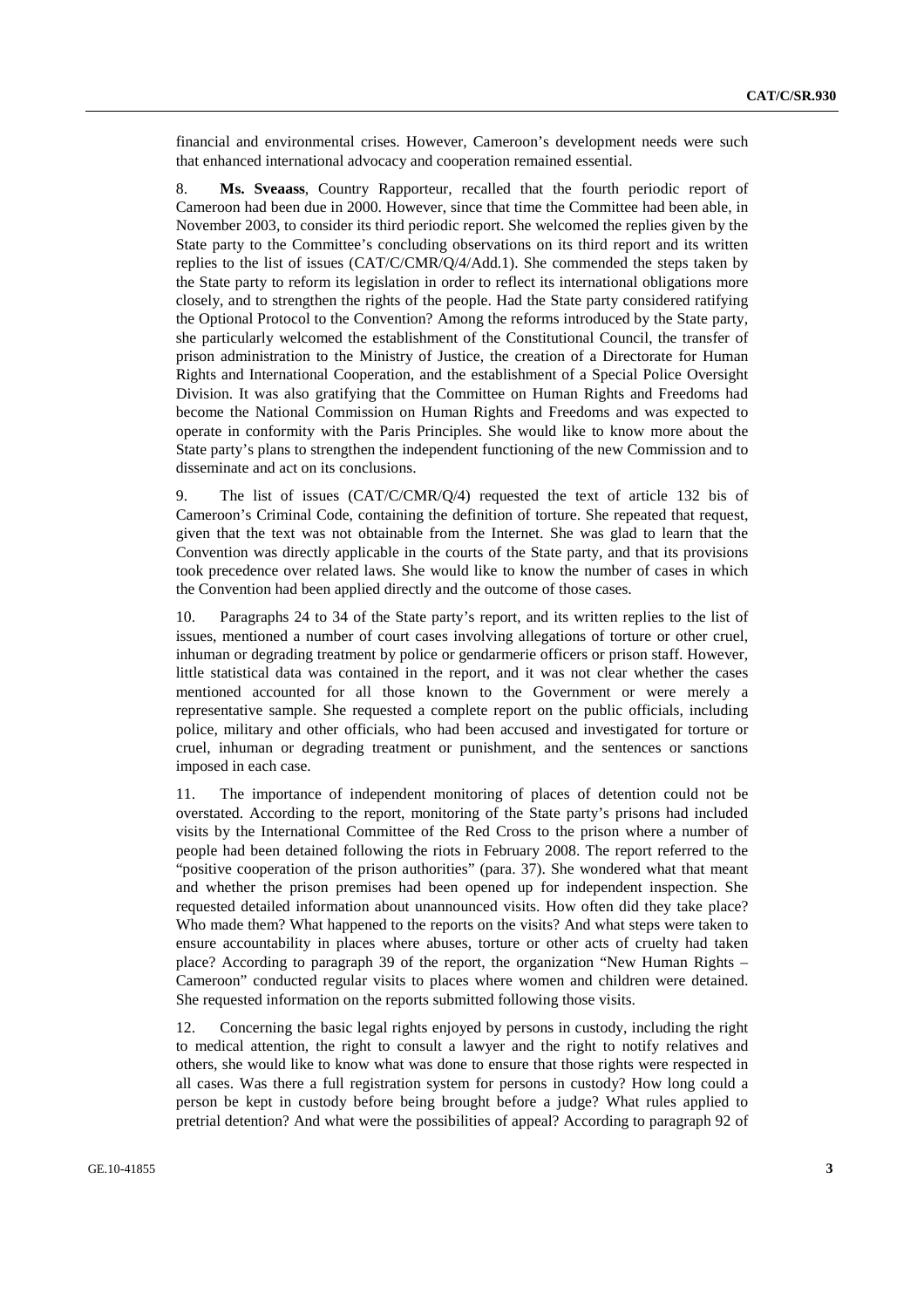financial and environmental crises. However, Cameroon's development needs were such that enhanced international advocacy and cooperation remained essential.

8. **Ms. Sveaass**, Country Rapporteur, recalled that the fourth periodic report of Cameroon had been due in 2000. However, since that time the Committee had been able, in November 2003, to consider its third periodic report. She welcomed the replies given by the State party to the Committee's concluding observations on its third report and its written replies to the list of issues (CAT/C/CMR/Q/4/Add.1). She commended the steps taken by the State party to reform its legislation in order to reflect its international obligations more closely, and to strengthen the rights of the people. Had the State party considered ratifying the Optional Protocol to the Convention? Among the reforms introduced by the State party, she particularly welcomed the establishment of the Constitutional Council, the transfer of prison administration to the Ministry of Justice, the creation of a Directorate for Human Rights and International Cooperation, and the establishment of a Special Police Oversight Division. It was also gratifying that the Committee on Human Rights and Freedoms had become the National Commission on Human Rights and Freedoms and was expected to operate in conformity with the Paris Principles. She would like to know more about the State party's plans to strengthen the independent functioning of the new Commission and to disseminate and act on its conclusions.

9. The list of issues (CAT/C/CMR/Q/4) requested the text of article 132 bis of Cameroon's Criminal Code, containing the definition of torture. She repeated that request, given that the text was not obtainable from the Internet. She was glad to learn that the Convention was directly applicable in the courts of the State party, and that its provisions took precedence over related laws. She would like to know the number of cases in which the Convention had been applied directly and the outcome of those cases.

10. Paragraphs 24 to 34 of the State party's report, and its written replies to the list of issues, mentioned a number of court cases involving allegations of torture or other cruel, inhuman or degrading treatment by police or gendarmerie officers or prison staff. However, little statistical data was contained in the report, and it was not clear whether the cases mentioned accounted for all those known to the Government or were merely a representative sample. She requested a complete report on the public officials, including police, military and other officials, who had been accused and investigated for torture or cruel, inhuman or degrading treatment or punishment, and the sentences or sanctions imposed in each case.

11. The importance of independent monitoring of places of detention could not be overstated. According to the report, monitoring of the State party's prisons had included visits by the International Committee of the Red Cross to the prison where a number of people had been detained following the riots in February 2008. The report referred to the "positive cooperation of the prison authorities" (para. 37). She wondered what that meant and whether the prison premises had been opened up for independent inspection. She requested detailed information about unannounced visits. How often did they take place? Who made them? What happened to the reports on the visits? And what steps were taken to ensure accountability in places where abuses, torture or other acts of cruelty had taken place? According to paragraph 39 of the report, the organization "New Human Rights – Cameroon" conducted regular visits to places where women and children were detained. She requested information on the reports submitted following those visits.

12. Concerning the basic legal rights enjoyed by persons in custody, including the right to medical attention, the right to consult a lawyer and the right to notify relatives and others, she would like to know what was done to ensure that those rights were respected in all cases. Was there a full registration system for persons in custody? How long could a person be kept in custody before being brought before a judge? What rules applied to pretrial detention? And what were the possibilities of appeal? According to paragraph 92 of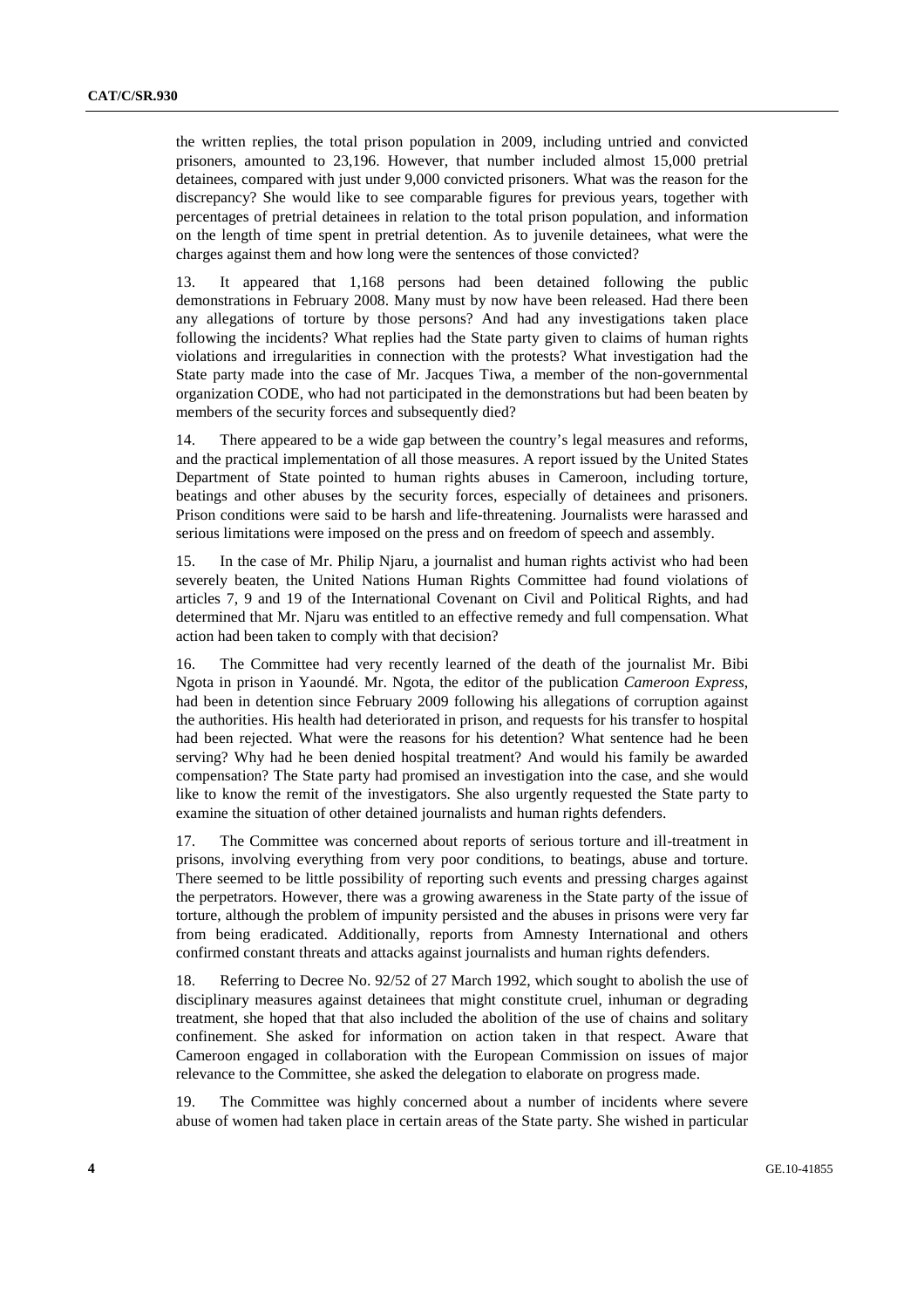the written replies, the total prison population in 2009, including untried and convicted prisoners, amounted to 23,196. However, that number included almost 15,000 pretrial detainees, compared with just under 9,000 convicted prisoners. What was the reason for the discrepancy? She would like to see comparable figures for previous years, together with percentages of pretrial detainees in relation to the total prison population, and information on the length of time spent in pretrial detention. As to juvenile detainees, what were the charges against them and how long were the sentences of those convicted?

13. It appeared that 1,168 persons had been detained following the public demonstrations in February 2008. Many must by now have been released. Had there been any allegations of torture by those persons? And had any investigations taken place following the incidents? What replies had the State party given to claims of human rights violations and irregularities in connection with the protests? What investigation had the State party made into the case of Mr. Jacques Tiwa, a member of the non-governmental organization CODE, who had not participated in the demonstrations but had been beaten by members of the security forces and subsequently died?

14. There appeared to be a wide gap between the country's legal measures and reforms, and the practical implementation of all those measures. A report issued by the United States Department of State pointed to human rights abuses in Cameroon, including torture, beatings and other abuses by the security forces, especially of detainees and prisoners. Prison conditions were said to be harsh and life-threatening. Journalists were harassed and serious limitations were imposed on the press and on freedom of speech and assembly.

15. In the case of Mr. Philip Njaru, a journalist and human rights activist who had been severely beaten, the United Nations Human Rights Committee had found violations of articles 7, 9 and 19 of the International Covenant on Civil and Political Rights, and had determined that Mr. Njaru was entitled to an effective remedy and full compensation. What action had been taken to comply with that decision?

16. The Committee had very recently learned of the death of the journalist Mr. Bibi Ngota in prison in Yaoundé. Mr. Ngota, the editor of the publication *Cameroon Express*, had been in detention since February 2009 following his allegations of corruption against the authorities. His health had deteriorated in prison, and requests for his transfer to hospital had been rejected. What were the reasons for his detention? What sentence had he been serving? Why had he been denied hospital treatment? And would his family be awarded compensation? The State party had promised an investigation into the case, and she would like to know the remit of the investigators. She also urgently requested the State party to examine the situation of other detained journalists and human rights defenders.

17. The Committee was concerned about reports of serious torture and ill-treatment in prisons, involving everything from very poor conditions, to beatings, abuse and torture. There seemed to be little possibility of reporting such events and pressing charges against the perpetrators. However, there was a growing awareness in the State party of the issue of torture, although the problem of impunity persisted and the abuses in prisons were very far from being eradicated. Additionally, reports from Amnesty International and others confirmed constant threats and attacks against journalists and human rights defenders.

18. Referring to Decree No. 92/52 of 27 March 1992, which sought to abolish the use of disciplinary measures against detainees that might constitute cruel, inhuman or degrading treatment, she hoped that that also included the abolition of the use of chains and solitary confinement. She asked for information on action taken in that respect. Aware that Cameroon engaged in collaboration with the European Commission on issues of major relevance to the Committee, she asked the delegation to elaborate on progress made.

19. The Committee was highly concerned about a number of incidents where severe abuse of women had taken place in certain areas of the State party. She wished in particular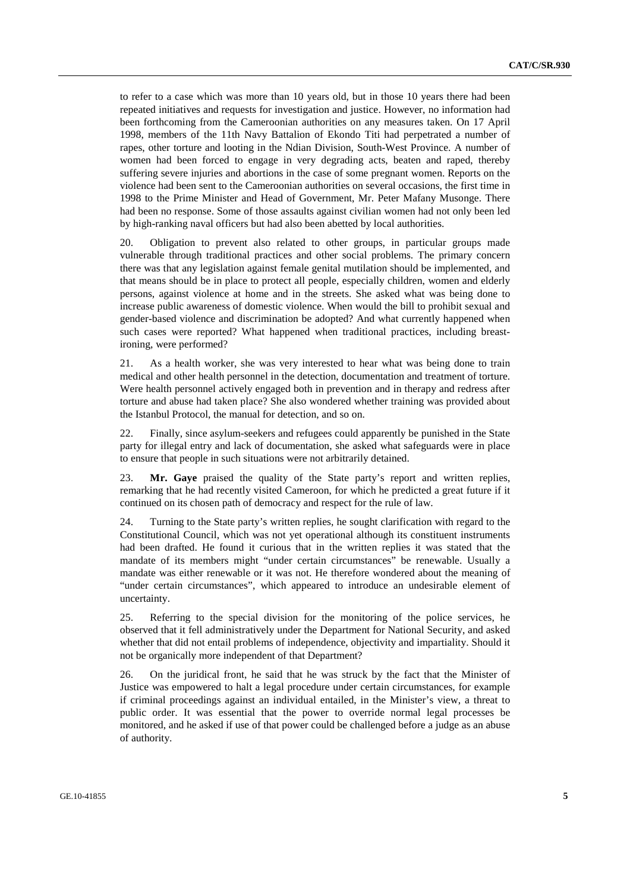to refer to a case which was more than 10 years old, but in those 10 years there had been repeated initiatives and requests for investigation and justice. However, no information had been forthcoming from the Cameroonian authorities on any measures taken. On 17 April 1998, members of the 11th Navy Battalion of Ekondo Titi had perpetrated a number of rapes, other torture and looting in the Ndian Division, South-West Province. A number of women had been forced to engage in very degrading acts, beaten and raped, thereby suffering severe injuries and abortions in the case of some pregnant women. Reports on the violence had been sent to the Cameroonian authorities on several occasions, the first time in 1998 to the Prime Minister and Head of Government, Mr. Peter Mafany Musonge. There had been no response. Some of those assaults against civilian women had not only been led by high-ranking naval officers but had also been abetted by local authorities.

20. Obligation to prevent also related to other groups, in particular groups made vulnerable through traditional practices and other social problems. The primary concern there was that any legislation against female genital mutilation should be implemented, and that means should be in place to protect all people, especially children, women and elderly persons, against violence at home and in the streets. She asked what was being done to increase public awareness of domestic violence. When would the bill to prohibit sexual and gender-based violence and discrimination be adopted? And what currently happened when such cases were reported? What happened when traditional practices, including breast-ironing, were performed?

21. As a health worker, she was very interested to hear what was being done to train medical and other health personnel in the detection, documentation and treatment of torture. Were health personnel actively engaged both in prevention and in therapy and redress after torture and abuse had taken place? She also wondered whether training was provided about the Istanbul Protocol, the manual for detection, and so on.

22. Finally, since asylum-seekers and refugees could apparently be punished in the State party for illegal entry and lack of documentation, she asked what safeguards were in place to ensure that people in such situations were not arbitrarily detained.

23. **Mr. Gaye** praised the quality of the State party's report and written replies, remarking that he had recently visited Cameroon, for which he predicted a great future if it continued on its chosen path of democracy and respect for the rule of law.

24. Turning to the State party's written replies, he sought clarification with regard to the Constitutional Council, which was not yet operational although its constituent instruments had been drafted. He found it curious that in the written replies it was stated that the mandate of its members might "under certain circumstances" be renewable. Usually a mandate was either renewable or it was not. He therefore wondered about the meaning of "under certain circumstances", which appeared to introduce an undesirable element of uncertainty.

25. Referring to the special division for the monitoring of the police services, he observed that it fell administratively under the Department for National Security, and asked whether that did not entail problems of independence, objectivity and impartiality. Should it not be organically more independent of that Department?

26. On the juridical front, he said that he was struck by the fact that the Minister of Justice was empowered to halt a legal procedure under certain circumstances, for example if criminal proceedings against an individual entailed, in the Minister's view, a threat to public order. It was essential that the power to override normal legal processes be monitored, and he asked if use of that power could be challenged before a judge as an abuse of authority.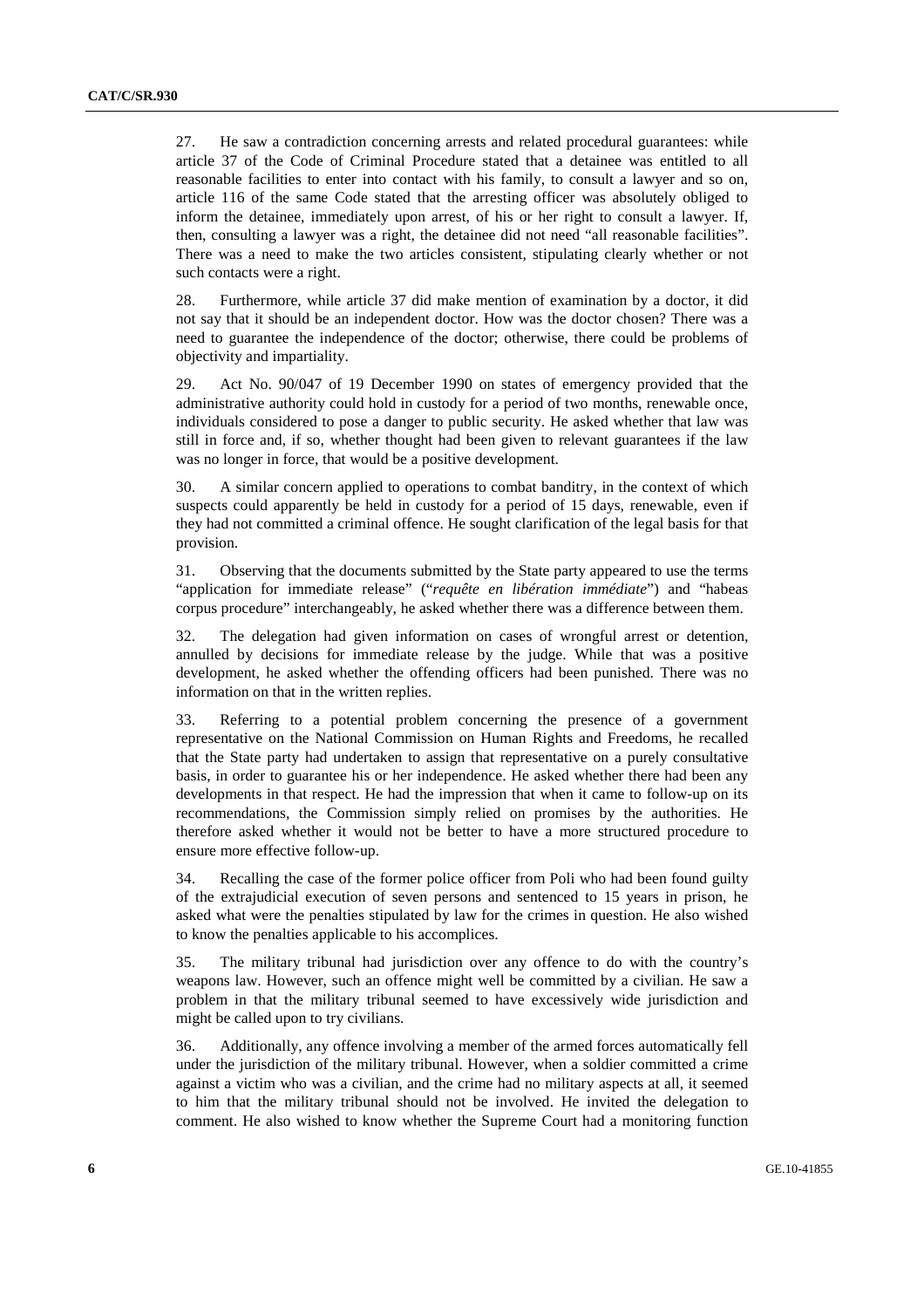27. He saw a contradiction concerning arrests and related procedural guarantees: while article 37 of the Code of Criminal Procedure stated that a detainee was entitled to all reasonable facilities to enter into contact with his family, to consult a lawyer and so on, article 116 of the same Code stated that the arresting officer was absolutely obliged to inform the detainee, immediately upon arrest, of his or her right to consult a lawyer. If, then, consulting a lawyer was a right, the detainee did not need "all reasonable facilities". There was a need to make the two articles consistent, stipulating clearly whether or not such contacts were a right.

28. Furthermore, while article 37 did make mention of examination by a doctor, it did not say that it should be an independent doctor. How was the doctor chosen? There was a need to guarantee the independence of the doctor; otherwise, there could be problems of objectivity and impartiality.

29. Act No. 90/047 of 19 December 1990 on states of emergency provided that the administrative authority could hold in custody for a period of two months, renewable once, individuals considered to pose a danger to public security. He asked whether that law was still in force and, if so, whether thought had been given to relevant guarantees if the law was no longer in force, that would be a positive development.

30. A similar concern applied to operations to combat banditry, in the context of which suspects could apparently be held in custody for a period of 15 days, renewable, even if they had not committed a criminal offence. He sought clarification of the legal basis for that provision.

31. Observing that the documents submitted by the State party appeared to use the terms "application for immediate release" ("*requête en libération immédiate*") and "habeas corpus procedure" interchangeably, he asked whether there was a difference between them.

32. The delegation had given information on cases of wrongful arrest or detention, annulled by decisions for immediate release by the judge. While that was a positive development, he asked whether the offending officers had been punished. There was no information on that in the written replies.

33. Referring to a potential problem concerning the presence of a government representative on the National Commission on Human Rights and Freedoms, he recalled that the State party had undertaken to assign that representative on a purely consultative basis, in order to guarantee his or her independence. He asked whether there had been any developments in that respect. He had the impression that when it came to follow-up on its recommendations, the Commission simply relied on promises by the authorities. He therefore asked whether it would not be better to have a more structured procedure to ensure more effective follow-up.

34. Recalling the case of the former police officer from Poli who had been found guilty of the extrajudicial execution of seven persons and sentenced to 15 years in prison, he asked what were the penalties stipulated by law for the crimes in question. He also wished to know the penalties applicable to his accomplices.

35. The military tribunal had jurisdiction over any offence to do with the country's weapons law. However, such an offence might well be committed by a civilian. He saw a problem in that the military tribunal seemed to have excessively wide jurisdiction and might be called upon to try civilians.

36. Additionally, any offence involving a member of the armed forces automatically fell under the jurisdiction of the military tribunal. However, when a soldier committed a crime against a victim who was a civilian, and the crime had no military aspects at all, it seemed to him that the military tribunal should not be involved. He invited the delegation to comment. He also wished to know whether the Supreme Court had a monitoring function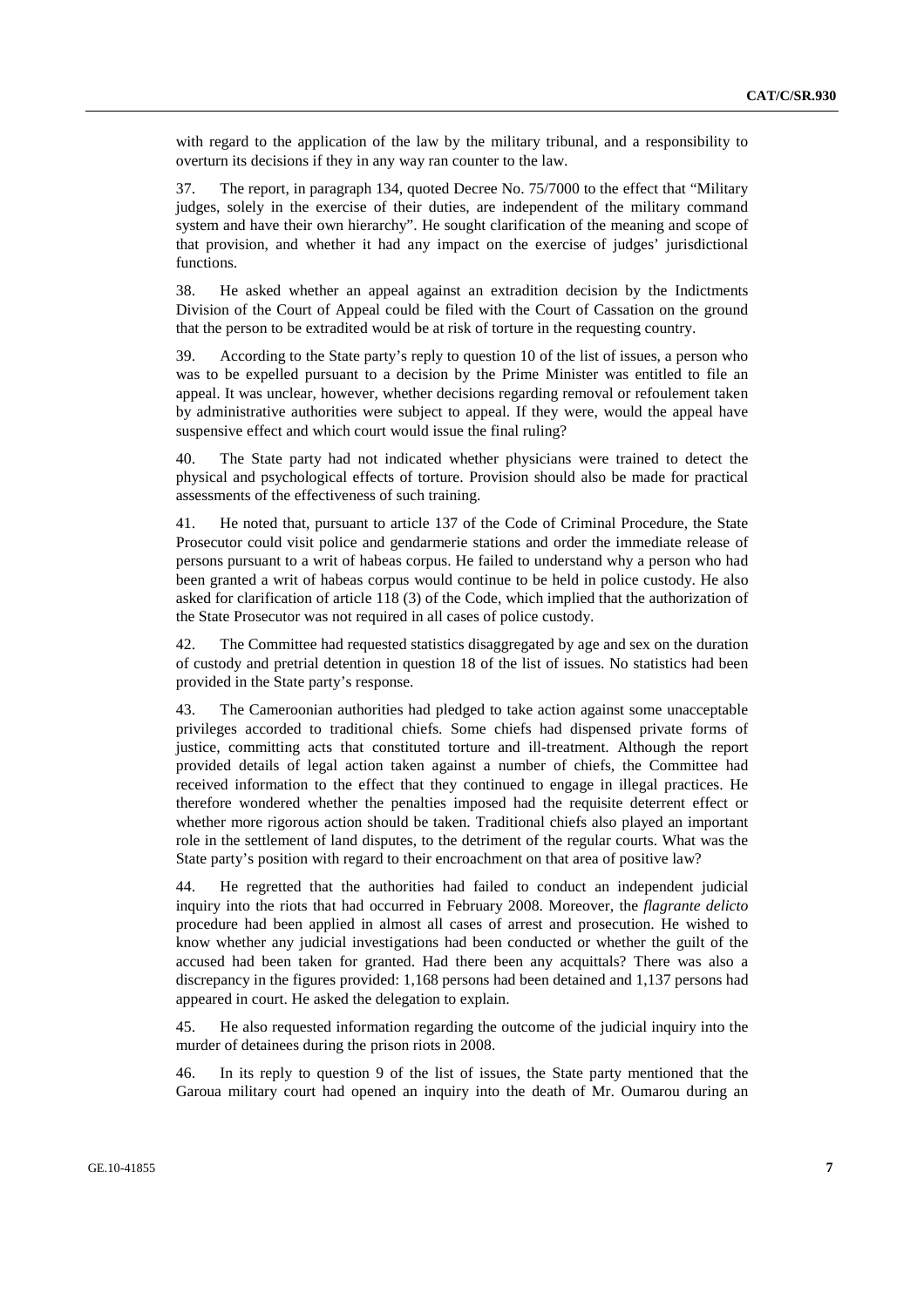with regard to the application of the law by the military tribunal, and a responsibility to overturn its decisions if they in any way ran counter to the law.

37. The report, in paragraph 134, quoted Decree No. 75/7000 to the effect that "Military judges, solely in the exercise of their duties, are independent of the military command system and have their own hierarchy". He sought clarification of the meaning and scope of that provision, and whether it had any impact on the exercise of judges' jurisdictional functions.

38. He asked whether an appeal against an extradition decision by the Indictments Division of the Court of Appeal could be filed with the Court of Cassation on the ground that the person to be extradited would be at risk of torture in the requesting country.

39. According to the State party's reply to question 10 of the list of issues, a person who was to be expelled pursuant to a decision by the Prime Minister was entitled to file an appeal. It was unclear, however, whether decisions regarding removal or refoulement taken by administrative authorities were subject to appeal. If they were, would the appeal have suspensive effect and which court would issue the final ruling?

40. The State party had not indicated whether physicians were trained to detect the physical and psychological effects of torture. Provision should also be made for practical assessments of the effectiveness of such training.

41. He noted that, pursuant to article 137 of the Code of Criminal Procedure, the State Prosecutor could visit police and gendarmerie stations and order the immediate release of persons pursuant to a writ of habeas corpus. He failed to understand why a person who had been granted a writ of habeas corpus would continue to be held in police custody. He also asked for clarification of article 118 (3) of the Code, which implied that the authorization of the State Prosecutor was not required in all cases of police custody.

42. The Committee had requested statistics disaggregated by age and sex on the duration of custody and pretrial detention in question 18 of the list of issues. No statistics had been provided in the State party's response.

43. The Cameroonian authorities had pledged to take action against some unacceptable privileges accorded to traditional chiefs. Some chiefs had dispensed private forms of justice, committing acts that constituted torture and ill-treatment. Although the report provided details of legal action taken against a number of chiefs, the Committee had received information to the effect that they continued to engage in illegal practices. He therefore wondered whether the penalties imposed had the requisite deterrent effect or whether more rigorous action should be taken. Traditional chiefs also played an important role in the settlement of land disputes, to the detriment of the regular courts. What was the State party's position with regard to their encroachment on that area of positive law?

44. He regretted that the authorities had failed to conduct an independent judicial inquiry into the riots that had occurred in February 2008. Moreover, the *flagrante delicto* procedure had been applied in almost all cases of arrest and prosecution. He wished to know whether any judicial investigations had been conducted or whether the guilt of the accused had been taken for granted. Had there been any acquittals? There was also a discrepancy in the figures provided: 1,168 persons had been detained and 1,137 persons had appeared in court. He asked the delegation to explain.

45. He also requested information regarding the outcome of the judicial inquiry into the murder of detainees during the prison riots in 2008.

46. In its reply to question 9 of the list of issues, the State party mentioned that the Garoua military court had opened an inquiry into the death of Mr. Oumarou during an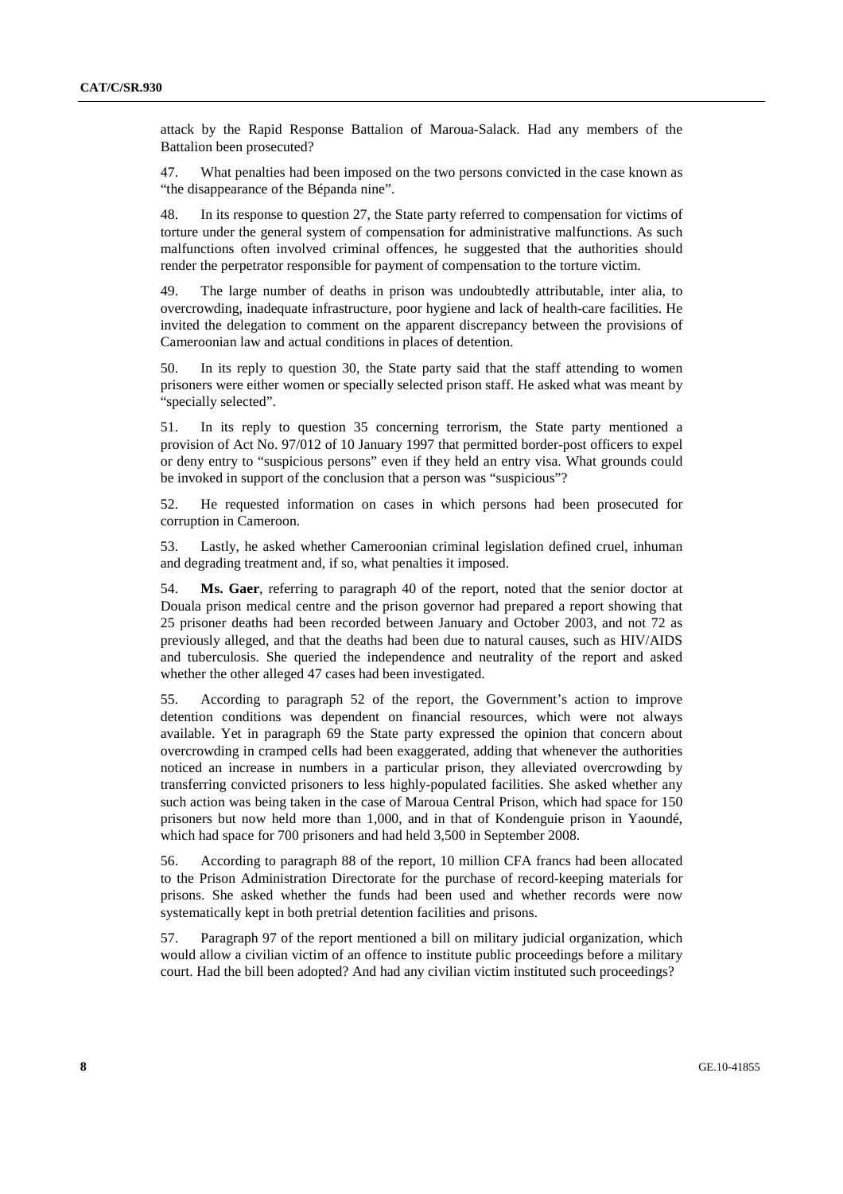attack by the Rapid Response Battalion of Maroua-Salack. Had any members of the Battalion been prosecuted?

47. What penalties had been imposed on the two persons convicted in the case known as "the disappearance of the Bépanda nine".

48. In its response to question 27, the State party referred to compensation for victims of torture under the general system of compensation for administrative malfunctions. As such malfunctions often involved criminal offences, he suggested that the authorities should render the perpetrator responsible for payment of compensation to the torture victim.

49. The large number of deaths in prison was undoubtedly attributable, inter alia, to overcrowding, inadequate infrastructure, poor hygiene and lack of health-care facilities. He invited the delegation to comment on the apparent discrepancy between the provisions of Cameroonian law and actual conditions in places of detention.

50. In its reply to question 30, the State party said that the staff attending to women prisoners were either women or specially selected prison staff. He asked what was meant by "specially selected".

51. In its reply to question 35 concerning terrorism, the State party mentioned a provision of Act No. 97/012 of 10 January 1997 that permitted border-post officers to expel or deny entry to "suspicious persons" even if they held an entry visa. What grounds could be invoked in support of the conclusion that a person was "suspicious"?

52. He requested information on cases in which persons had been prosecuted for corruption in Cameroon.

53. Lastly, he asked whether Cameroonian criminal legislation defined cruel, inhuman and degrading treatment and, if so, what penalties it imposed.

54. **Ms. Gaer**, referring to paragraph 40 of the report, noted that the senior doctor at Douala prison medical centre and the prison governor had prepared a report showing that 25 prisoner deaths had been recorded between January and October 2003, and not 72 as previously alleged, and that the deaths had been due to natural causes, such as HIV/AIDS and tuberculosis. She queried the independence and neutrality of the report and asked whether the other alleged 47 cases had been investigated.

55. According to paragraph 52 of the report, the Government's action to improve detention conditions was dependent on financial resources, which were not always available. Yet in paragraph 69 the State party expressed the opinion that concern about overcrowding in cramped cells had been exaggerated, adding that whenever the authorities noticed an increase in numbers in a particular prison, they alleviated overcrowding by transferring convicted prisoners to less highly-populated facilities. She asked whether any such action was being taken in the case of Maroua Central Prison, which had space for 150 prisoners but now held more than 1,000, and in that of Kondenguie prison in Yaoundé, which had space for 700 prisoners and had held 3,500 in September 2008.

56. According to paragraph 88 of the report, 10 million CFA francs had been allocated to the Prison Administration Directorate for the purchase of record-keeping materials for prisons. She asked whether the funds had been used and whether records were now systematically kept in both pretrial detention facilities and prisons.

57. Paragraph 97 of the report mentioned a bill on military judicial organization, which would allow a civilian victim of an offence to institute public proceedings before a military court. Had the bill been adopted? And had any civilian victim instituted such proceedings?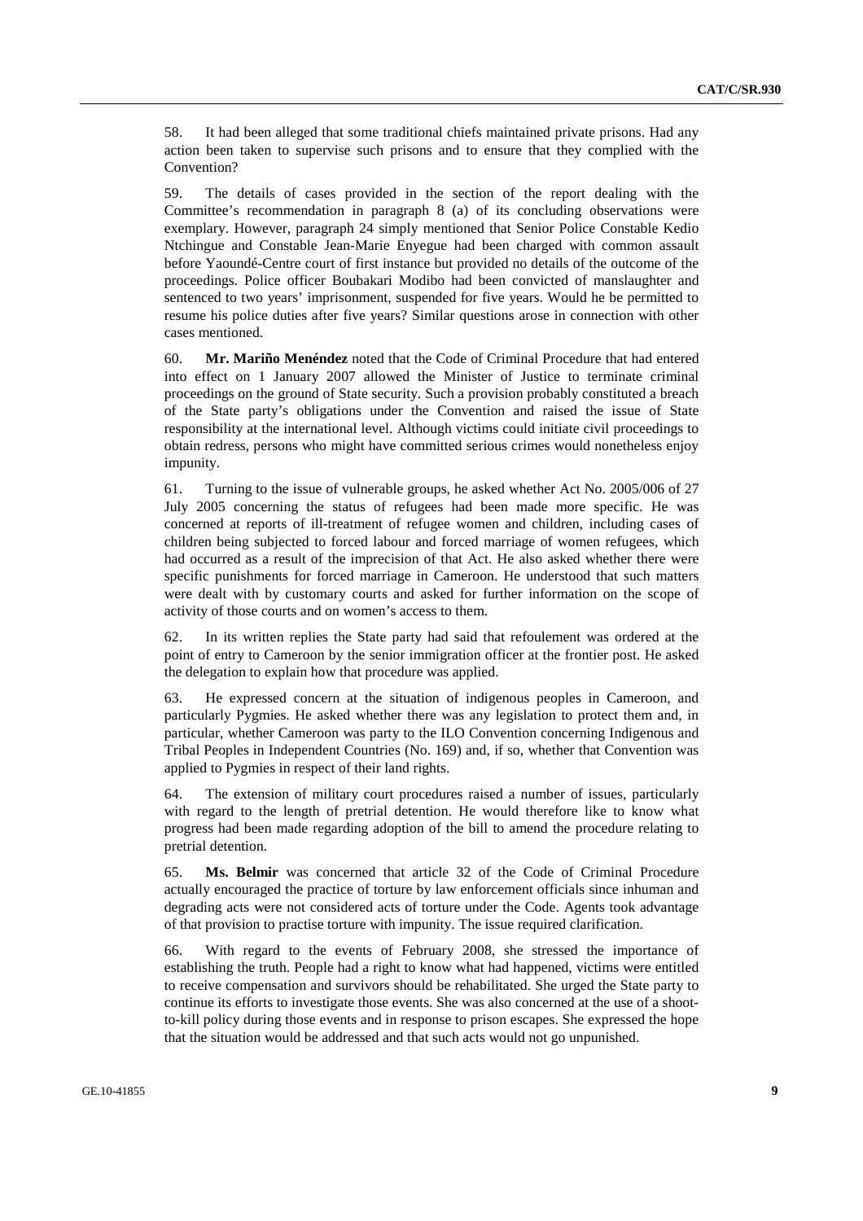58. It had been alleged that some traditional chiefs maintained private prisons. Had any action been taken to supervise such prisons and to ensure that they complied with the Convention?

59. The details of cases provided in the section of the report dealing with the Committee's recommendation in paragraph 8 (a) of its concluding observations were exemplary. However, paragraph 24 simply mentioned that Senior Police Constable Kedio Ntchingue and Constable Jean-Marie Enyegue had been charged with common assault before Yaoundé-Centre court of first instance but provided no details of the outcome of the proceedings. Police officer Boubakari Modibo had been convicted of manslaughter and sentenced to two years' imprisonment, suspended for five years. Would he be permitted to resume his police duties after five years? Similar questions arose in connection with other cases mentioned.

60. **Mr. Mariño Menéndez** noted that the Code of Criminal Procedure that had entered into effect on 1 January 2007 allowed the Minister of Justice to terminate criminal proceedings on the ground of State security. Such a provision probably constituted a breach of the State party's obligations under the Convention and raised the issue of State responsibility at the international level. Although victims could initiate civil proceedings to obtain redress, persons who might have committed serious crimes would nonetheless enjoy impunity.

61. Turning to the issue of vulnerable groups, he asked whether Act No. 2005/006 of 27 July 2005 concerning the status of refugees had been made more specific. He was concerned at reports of ill-treatment of refugee women and children, including cases of children being subjected to forced labour and forced marriage of women refugees, which had occurred as a result of the imprecision of that Act. He also asked whether there were specific punishments for forced marriage in Cameroon. He understood that such matters were dealt with by customary courts and asked for further information on the scope of activity of those courts and on women's access to them.

62. In its written replies the State party had said that refoulement was ordered at the point of entry to Cameroon by the senior immigration officer at the frontier post. He asked the delegation to explain how that procedure was applied.

63. He expressed concern at the situation of indigenous peoples in Cameroon, and particularly Pygmies. He asked whether there was any legislation to protect them and, in particular, whether Cameroon was party to the ILO Convention concerning Indigenous and Tribal Peoples in Independent Countries (No. 169) and, if so, whether that Convention was applied to Pygmies in respect of their land rights.

64. The extension of military court procedures raised a number of issues, particularly with regard to the length of pretrial detention. He would therefore like to know what progress had been made regarding adoption of the bill to amend the procedure relating to pretrial detention.

65. **Ms. Belmir** was concerned that article 32 of the Code of Criminal Procedure actually encouraged the practice of torture by law enforcement officials since inhuman and degrading acts were not considered acts of torture under the Code. Agents took advantage of that provision to practise torture with impunity. The issue required clarification.

66. With regard to the events of February 2008, she stressed the importance of establishing the truth. People had a right to know what had happened, victims were entitled to receive compensation and survivors should be rehabilitated. She urged the State party to continue its efforts to investigate those events. She was also concerned at the use of a shoot-to-kill policy during those events and in response to prison escapes. She expressed the hope that the situation would be addressed and that such acts would not go unpunished.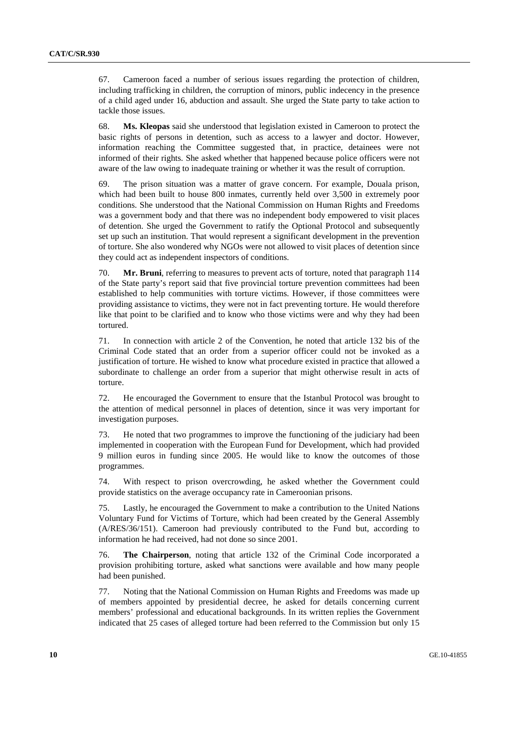67. Cameroon faced a number of serious issues regarding the protection of children, including trafficking in children, the corruption of minors, public indecency in the presence of a child aged under 16, abduction and assault. She urged the State party to take action to tackle those issues.

68. **Ms. Kleopas** said she understood that legislation existed in Cameroon to protect the basic rights of persons in detention, such as access to a lawyer and doctor. However, information reaching the Committee suggested that, in practice, detainees were not informed of their rights. She asked whether that happened because police officers were not aware of the law owing to inadequate training or whether it was the result of corruption.

69. The prison situation was a matter of grave concern. For example, Douala prison, which had been built to house 800 inmates, currently held over 3,500 in extremely poor conditions. She understood that the National Commission on Human Rights and Freedoms was a government body and that there was no independent body empowered to visit places of detention. She urged the Government to ratify the Optional Protocol and subsequently set up such an institution. That would represent a significant development in the prevention of torture. She also wondered why NGOs were not allowed to visit places of detention since they could act as independent inspectors of conditions.

70. **Mr. Bruni**, referring to measures to prevent acts of torture, noted that paragraph 114 of the State party's report said that five provincial torture prevention committees had been established to help communities with torture victims. However, if those committees were providing assistance to victims, they were not in fact preventing torture. He would therefore like that point to be clarified and to know who those victims were and why they had been tortured.

71. In connection with article 2 of the Convention, he noted that article 132 bis of the Criminal Code stated that an order from a superior officer could not be invoked as a justification of torture. He wished to know what procedure existed in practice that allowed a subordinate to challenge an order from a superior that might otherwise result in acts of torture.

72. He encouraged the Government to ensure that the Istanbul Protocol was brought to the attention of medical personnel in places of detention, since it was very important for investigation purposes.

73. He noted that two programmes to improve the functioning of the judiciary had been implemented in cooperation with the European Fund for Development, which had provided 9 million euros in funding since 2005. He would like to know the outcomes of those programmes.

74. With respect to prison overcrowding, he asked whether the Government could provide statistics on the average occupancy rate in Cameroonian prisons.

75. Lastly, he encouraged the Government to make a contribution to the United Nations Voluntary Fund for Victims of Torture, which had been created by the General Assembly (A/RES/36/151). Cameroon had previously contributed to the Fund but, according to information he had received, had not done so since 2001.

76. **The Chairperson**, noting that article 132 of the Criminal Code incorporated a provision prohibiting torture, asked what sanctions were available and how many people had been punished.

77. Noting that the National Commission on Human Rights and Freedoms was made up of members appointed by presidential decree, he asked for details concerning current members' professional and educational backgrounds. In its written replies the Government indicated that 25 cases of alleged torture had been referred to the Commission but only 15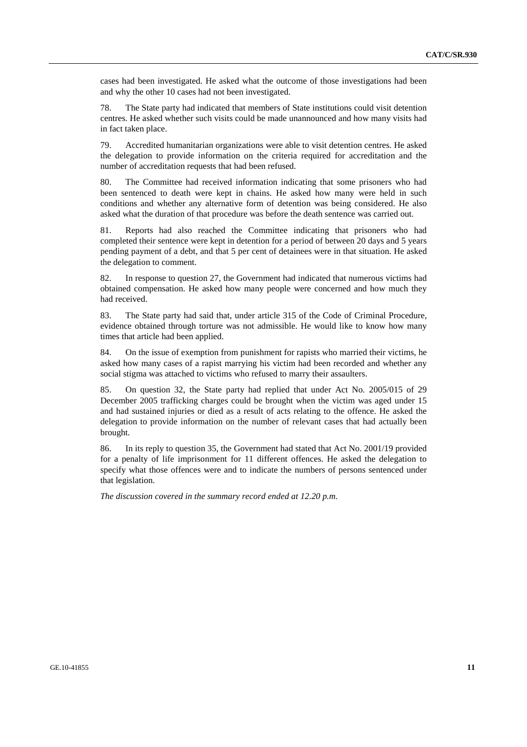cases had been investigated. He asked what the outcome of those investigations had been and why the other 10 cases had not been investigated.

78. The State party had indicated that members of State institutions could visit detention centres. He asked whether such visits could be made unannounced and how many visits had in fact taken place.

79. Accredited humanitarian organizations were able to visit detention centres. He asked the delegation to provide information on the criteria required for accreditation and the number of accreditation requests that had been refused.

80. The Committee had received information indicating that some prisoners who had been sentenced to death were kept in chains. He asked how many were held in such conditions and whether any alternative form of detention was being considered. He also asked what the duration of that procedure was before the death sentence was carried out.

81. Reports had also reached the Committee indicating that prisoners who had completed their sentence were kept in detention for a period of between 20 days and 5 years pending payment of a debt, and that 5 per cent of detainees were in that situation. He asked the delegation to comment.

82. In response to question 27, the Government had indicated that numerous victims had obtained compensation. He asked how many people were concerned and how much they had received.

83. The State party had said that, under article 315 of the Code of Criminal Procedure, evidence obtained through torture was not admissible. He would like to know how many times that article had been applied.

84. On the issue of exemption from punishment for rapists who married their victims, he asked how many cases of a rapist marrying his victim had been recorded and whether any social stigma was attached to victims who refused to marry their assaulters.

85. On question 32, the State party had replied that under Act No. 2005/015 of 29 December 2005 trafficking charges could be brought when the victim was aged under 15 and had sustained injuries or died as a result of acts relating to the offence. He asked the delegation to provide information on the number of relevant cases that had actually been brought.

86. In its reply to question 35, the Government had stated that Act No. 2001/19 provided for a penalty of life imprisonment for 11 different offences. He asked the delegation to specify what those offences were and to indicate the numbers of persons sentenced under that legislation.

*The discussion covered in the summary record ended at 12.20 p.m.*